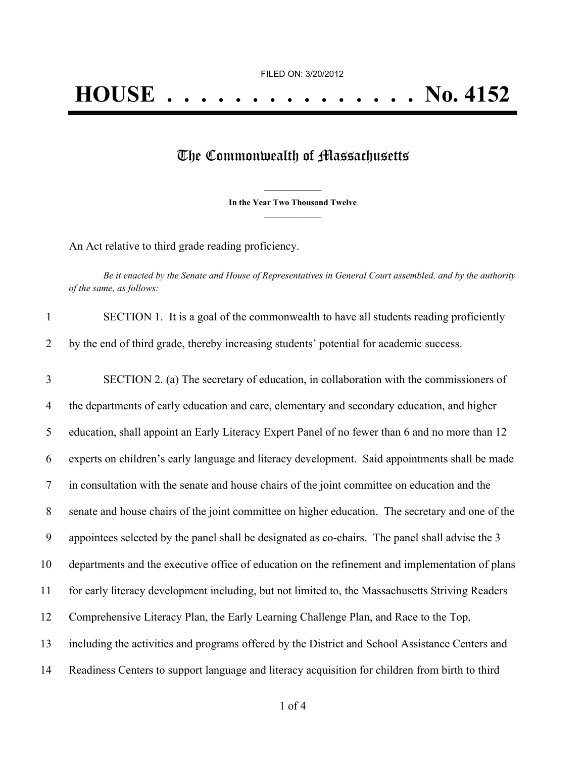FILED ON: 3/20/2012

# HOUSE . . . . . . . . . . . . . . . No. 4152

## The Commonwealth of Massachusetts

**In the Year Two Thousand Twelve**

An Act relative to third grade reading proficiency.

*Be it enacted by the Senate and House of Representatives in General Court assembled, and by the authority of the same, as follows:*

SECTION 1. It is a goal of the commonwealth to have all students reading proficiently by the end of third grade, thereby increasing students' potential for academic success.

SECTION 2. (a) The secretary of education, in collaboration with the commissioners of the departments of early education and care, elementary and secondary education, and higher education, shall appoint an Early Literacy Expert Panel of no fewer than 6 and no more than 12 experts on children's early language and literacy development. Said appointments shall be made in consultation with the senate and house chairs of the joint committee on education and the senate and house chairs of the joint committee on higher education. The secretary and one of the appointees selected by the panel shall be designated as co-chairs. The panel shall advise the 3 departments and the executive office of education on the refinement and implementation of plans for early literacy development including, but not limited to, the Massachusetts Striving Readers Comprehensive Literacy Plan, the Early Learning Challenge Plan, and Race to the Top, including the activities and programs offered by the District and School Assistance Centers and Readiness Centers to support language and literacy acquisition for children from birth to third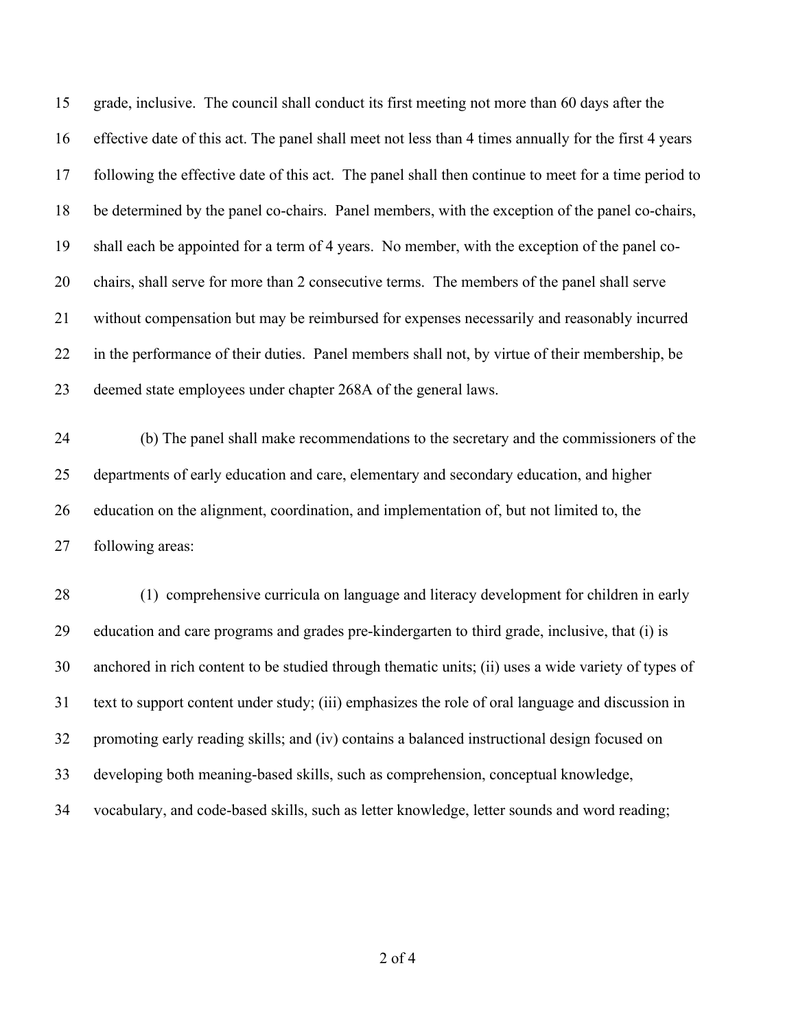15 grade, inclusive. The council shall conduct its first meeting not more than 60 days after the
16 effective date of this act. The panel shall meet not less than 4 times annually for the first 4 years
17 following the effective date of this act. The panel shall then continue to meet for a time period to
18 be determined by the panel co-chairs. Panel members, with the exception of the panel co-chairs,
19 shall each be appointed for a term of 4 years. No member, with the exception of the panel co-
20 chairs, shall serve for more than 2 consecutive terms. The members of the panel shall serve
21 without compensation but may be reimbursed for expenses necessarily and reasonably incurred
22 in the performance of their duties. Panel members shall not, by virtue of their membership, be
23 deemed state employees under chapter 268A of the general laws.

24 (b) The panel shall make recommendations to the secretary and the commissioners of the
25 departments of early education and care, elementary and secondary education, and higher
26 education on the alignment, coordination, and implementation of, but not limited to, the
27 following areas:

28 (1) comprehensive curricula on language and literacy development for children in early
29 education and care programs and grades pre-kindergarten to third grade, inclusive, that (i) is
30 anchored in rich content to be studied through thematic units; (ii) uses a wide variety of types of
31 text to support content under study; (iii) emphasizes the role of oral language and discussion in
32 promoting early reading skills; and (iv) contains a balanced instructional design focused on
33 developing both meaning-based skills, such as comprehension, conceptual knowledge,
34 vocabulary, and code-based skills, such as letter knowledge, letter sounds and word reading;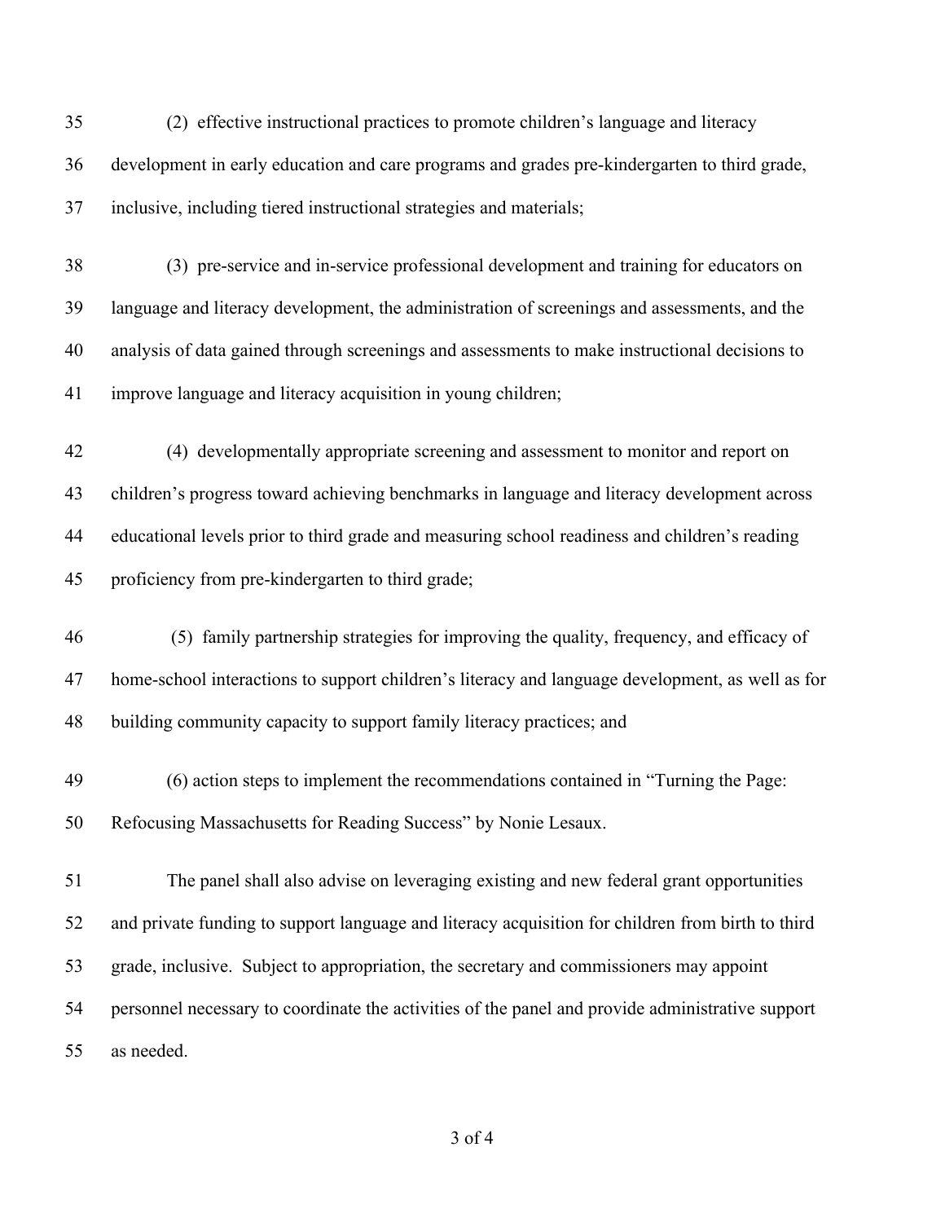(2) effective instructional practices to promote children's language and literacy development in early education and care programs and grades pre-kindergarten to third grade, inclusive, including tiered instructional strategies and materials;

(3) pre-service and in-service professional development and training for educators on language and literacy development, the administration of screenings and assessments, and the analysis of data gained through screenings and assessments to make instructional decisions to improve language and literacy acquisition in young children;

(4) developmentally appropriate screening and assessment to monitor and report on children's progress toward achieving benchmarks in language and literacy development across educational levels prior to third grade and measuring school readiness and children's reading proficiency from pre-kindergarten to third grade;

(5) family partnership strategies for improving the quality, frequency, and efficacy of home-school interactions to support children's literacy and language development, as well as for building community capacity to support family literacy practices; and

(6) action steps to implement the recommendations contained in "Turning the Page: Refocusing Massachusetts for Reading Success" by Nonie Lesaux.

The panel shall also advise on leveraging existing and new federal grant opportunities and private funding to support language and literacy acquisition for children from birth to third grade, inclusive. Subject to appropriation, the secretary and commissioners may appoint personnel necessary to coordinate the activities of the panel and provide administrative support as needed.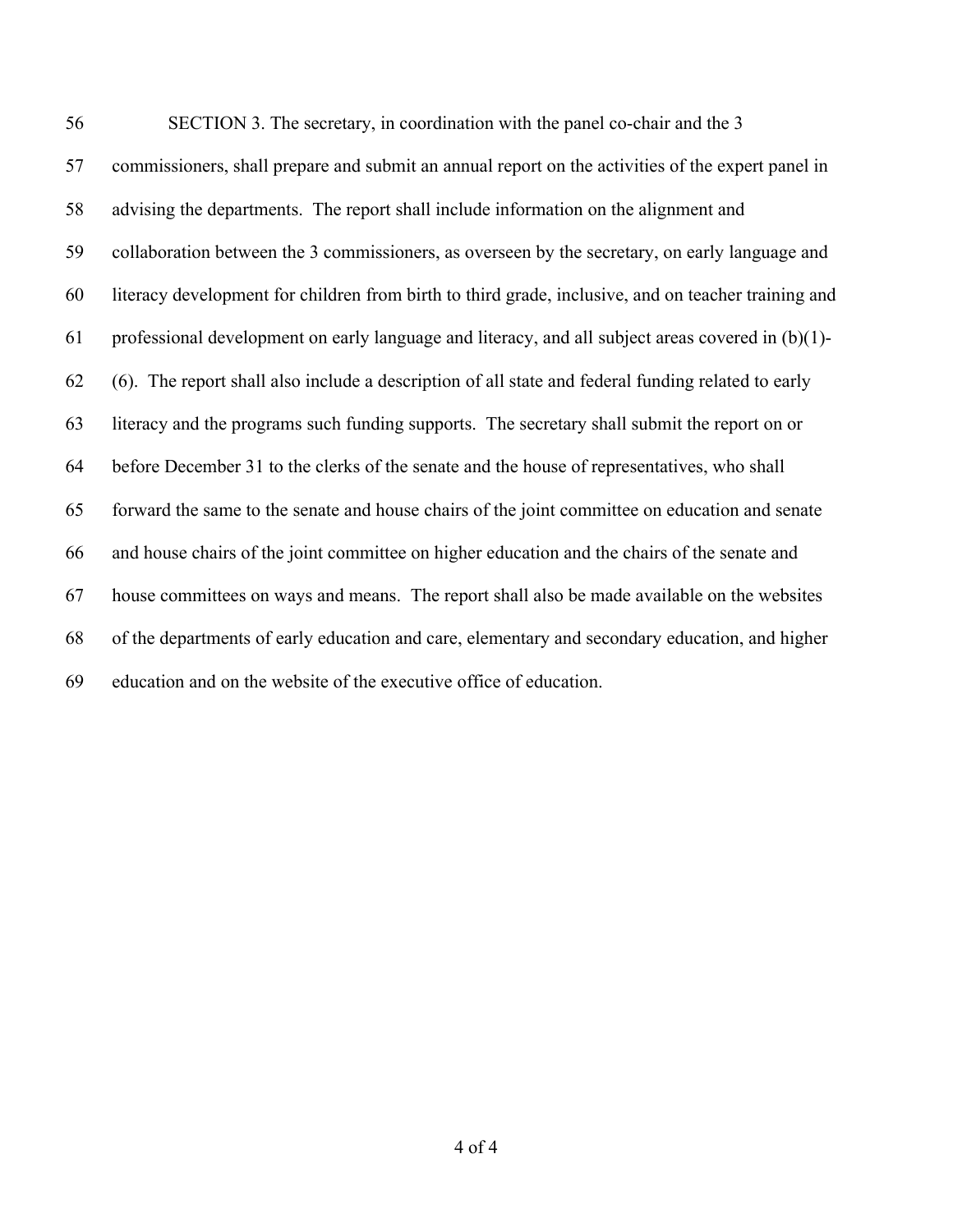SECTION 3. The secretary, in coordination with the panel co-chair and the 3 commissioners, shall prepare and submit an annual report on the activities of the expert panel in advising the departments. The report shall include information on the alignment and collaboration between the 3 commissioners, as overseen by the secretary, on early language and literacy development for children from birth to third grade, inclusive, and on teacher training and professional development on early language and literacy, and all subject areas covered in (b)(1)-(6). The report shall also include a description of all state and federal funding related to early literacy and the programs such funding supports. The secretary shall submit the report on or before December 31 to the clerks of the senate and the house of representatives, who shall forward the same to the senate and house chairs of the joint committee on education and senate and house chairs of the joint committee on higher education and the chairs of the senate and house committees on ways and means. The report shall also be made available on the websites of the departments of early education and care, elementary and secondary education, and higher education and on the website of the executive office of education.